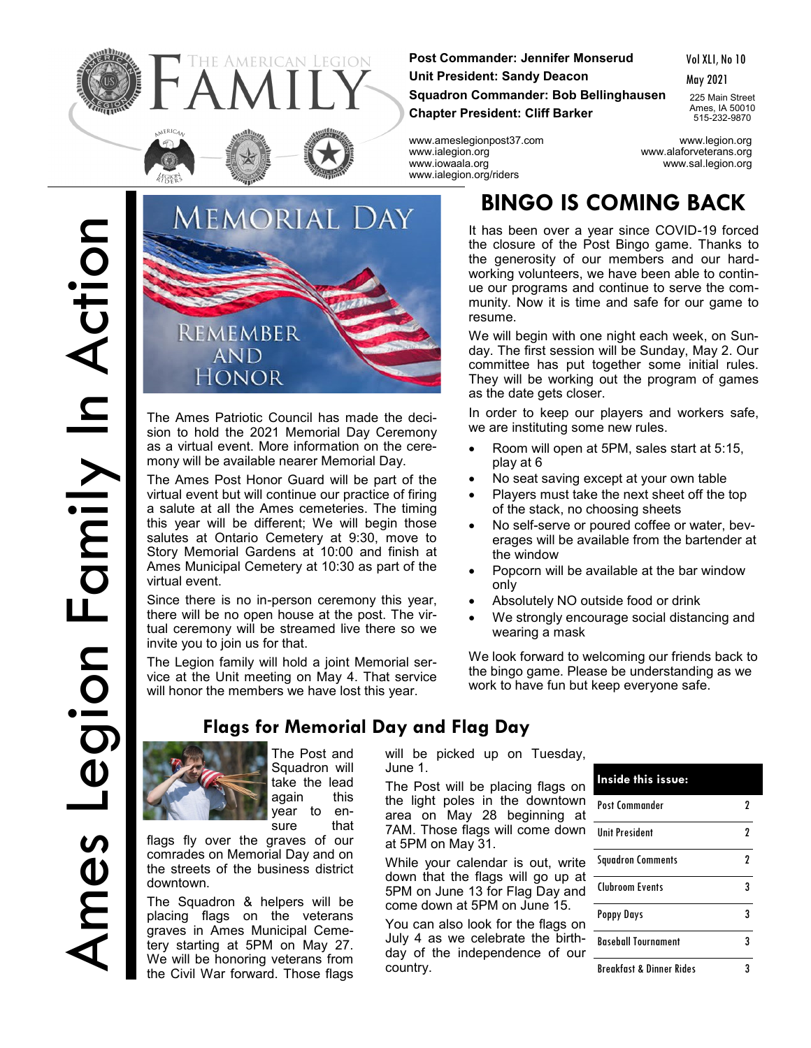# The American Legion FAMILY

**Post Commander: Jennifer Monserud**
**Unit President: Sandy Deacon**
**Squadron Commander: Bob Bellinghausen**
**Chapter President: Cliff Barker**

Vol XLI, No 10
May 2021

225 Main Street
Ames, IA 50010
515-232-9870

www.ameslegionpost37.com
www.ialegion.org
www.iowaala.org
www.ialegion.org/riders

www.legion.org
www.alaforveterans.org
www.sal.legion.org

Ames Legion Family In Action

## MEMORIAL DAY

REMEMBER AND HONOR

The Ames Patriotic Council has made the decision to hold the 2021 Memorial Day Ceremony as a virtual event. More information on the ceremony will be available nearer Memorial Day.

The Ames Post Honor Guard will be part of the virtual event but will continue our practice of firing a salute at all the Ames cemeteries. The timing this year will be different; We will begin those salutes at Ontario Cemetery at 9:30, move to Story Memorial Gardens at 10:00 and finish at Ames Municipal Cemetery at 10:30 as part of the virtual event.

Since there is no in-person ceremony this year, there will be no open house at the post. The virtual ceremony will be streamed live there so we invite you to join us for that.

The Legion family will hold a joint Memorial service at the Unit meeting on May 4. That service will honor the members we have lost this year.

## BINGO IS COMING BACK

It has been over a year since COVID-19 forced the closure of the Post Bingo game. Thanks to the generosity of our members and our hard-working volunteers, we have been able to continue our programs and continue to serve the community. Now it is time and safe for our game to resume.

We will begin with one night each week, on Sunday. The first session will be Sunday, May 2. Our committee has put together some initial rules. They will be working out the program of games as the date gets closer.

In order to keep our players and workers safe, we are instituting some new rules.

- Room will open at 5PM, sales start at 5:15, play at 6
- No seat saving except at your own table
- Players must take the next sheet off the top of the stack, no choosing sheets
- No self-serve or poured coffee or water, beverages will be available from the bartender at the window
- Popcorn will be available at the bar window only
- Absolutely NO outside food or drink
- We strongly encourage social distancing and wearing a mask

We look forward to welcoming our friends back to the bingo game. Please be understanding as we work to have fun but keep everyone safe.

## Flags for Memorial Day and Flag Day

The Post and Squadron will take the lead again this year to ensure that flags fly over the graves of our comrades on Memorial Day and on the streets of the business district downtown.

The Squadron & helpers will be placing flags on the veterans graves in Ames Municipal Cemetery starting at 5PM on May 27. We will be honoring veterans from the Civil War forward. Those flags will be picked up on Tuesday, June 1.

The Post will be placing flags on the light poles in the downtown area on May 28 beginning at 7AM. Those flags will come down at 5PM on May 31.

While your calendar is out, write down that the flags will go up at 5PM on June 13 for Flag Day and come down at 5PM on June 15.

You can also look for the flags on July 4 as we celebrate the birthday of the independence of our country.

| Inside this issue: | |
|---|---|
| Post Commander | 2 |
| Unit President | 2 |
| Squadron Comments | 2 |
| Clubroom Events | 3 |
| Poppy Days | 3 |
| Baseball Tournament | 3 |
| Breakfast & Dinner Rides | 3 |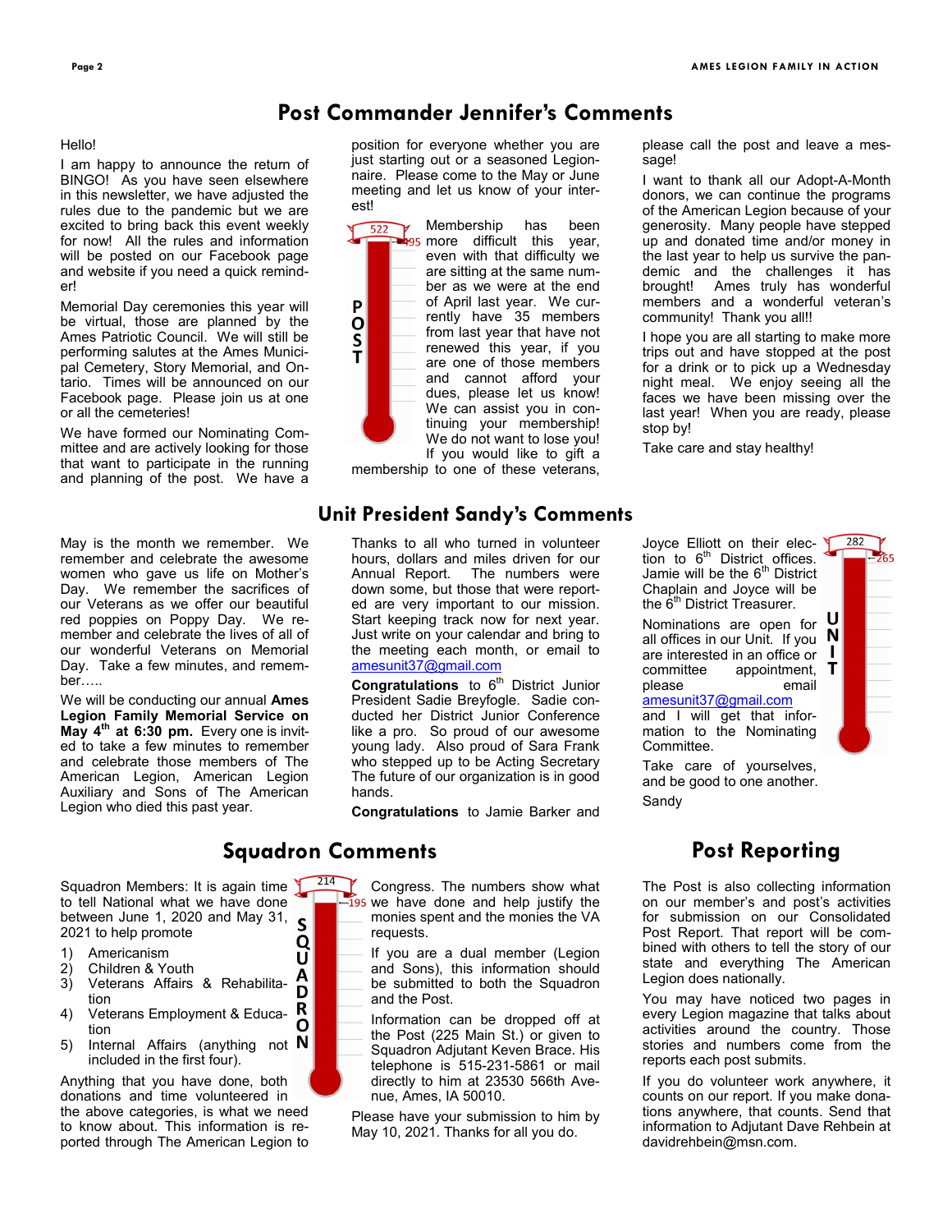## Post Commander Jennifer's Comments

Hello!

I am happy to announce the return of BINGO! As you have seen elsewhere in this newsletter, we have adjusted the rules due to the pandemic but we are excited to bring back this event weekly for now! All the rules and information will be posted on our Facebook page and website if you need a quick reminder!

Memorial Day ceremonies this year will be virtual, those are planned by the Ames Patriotic Council. We will still be performing salutes at the Ames Municipal Cemetery, Story Memorial, and Ontario. Times will be announced on our Facebook page. Please join us at one or all the cemeteries!

We have formed our Nominating Committee and are actively looking for those that want to participate in the running and planning of the post. We have a position for everyone whether you are just starting out or a seasoned Legionnaire. Please come to the May or June meeting and let us know of your interest!

POST: 522 / 495

Membership has been more difficult this year, even with that difficulty we are sitting at the same number as we were at the end of April last year. We currently have 35 members from last year that have not renewed this year, if you are one of those members and cannot afford your dues, please let us know! We can assist you in continuing your membership! We do not want to lose you! If you would like to gift a membership to one of these veterans, please call the post and leave a message!

I want to thank all our Adopt-A-Month donors, we can continue the programs of the American Legion because of your generosity. Many people have stepped up and donated time and/or money in the last year to help us survive the pandemic and the challenges it has brought! Ames truly has wonderful members and a wonderful veteran's community! Thank you all!!

I hope you are all starting to make more trips out and have stopped at the post for a drink or to pick up a Wednesday night meal. We enjoy seeing all the faces we have been missing over the last year! When you are ready, please stop by!

Take care and stay healthy!

## Unit President Sandy's Comments

May is the month we remember. We remember and celebrate the awesome women who gave us life on Mother's Day. We remember the sacrifices of our Veterans as we offer our beautiful red poppies on Poppy Day. We remember and celebrate the lives of all of our wonderful Veterans on Memorial Day. Take a few minutes, and remember…..

We will be conducting our annual **Ames Legion Family Memorial Service on May 4th at 6:30 pm.** Every one is invited to take a few minutes to remember and celebrate those members of The American Legion, American Legion Auxiliary and Sons of The American Legion who died this past year.

Thanks to all who turned in volunteer hours, dollars and miles driven for our Annual Report. The numbers were down some, but those that were reported are very important to our mission. Start keeping track now for next year. Just write on your calendar and bring to the meeting each month, or email to amesunit37@gmail.com

**Congratulations** to 6th District Junior President Sadie Breyfogle. Sadie conducted her District Junior Conference like a pro. So proud of our awesome young lady. Also proud of Sara Frank who stepped up to be Acting Secretary The future of our organization is in good hands.

**Congratulations** to Jamie Barker and Joyce Elliott on their election to 6th District offices. Jamie will be the 6th District Chaplain and Joyce will be the 6th District Treasurer.

Nominations are open for all offices in our Unit. If you are interested in an office or committee appointment, please email amesunit37@gmail.com and I will get that information to the Nominating Committee.

Take care of yourselves, and be good to one another.

Sandy

UNIT: 282 / 265

## Squadron Comments

SQUADRON: 214 / 195

Squadron Members: It is again time to tell National what we have done between June 1, 2020 and May 31, 2021 to help promote

1) Americanism
2) Children & Youth
3) Veterans Affairs & Rehabilitation
4) Veterans Employment & Education
5) Internal Affairs (anything not included in the first four).

Anything that you have done, both donations and time volunteered in the above categories, is what we need to know about. This information is reported through The American Legion to Congress. The numbers show what we have done and help justify the monies spent and the monies the VA requests.

If you are a dual member (Legion and Sons), this information should be submitted to both the Squadron and the Post.

Information can be dropped off at the Post (225 Main St.) or given to Squadron Adjutant Keven Brace. His telephone is 515-231-5861 or mail directly to him at 23530 566th Avenue, Ames, IA 50010.

Please have your submission to him by May 10, 2021. Thanks for all you do.

## Post Reporting

The Post is also collecting information on our member's and post's activities for submission on our Consolidated Post Report. That report will be combined with others to tell the story of our state and everything The American Legion does nationally.

You may have noticed two pages in every Legion magazine that talks about activities around the country. Those stories and numbers come from the reports each post submits.

If you do volunteer work anywhere, it counts on our report. If you make donations anywhere, that counts. Send that information to Adjutant Dave Rehbein at davidrehbein@msn.com.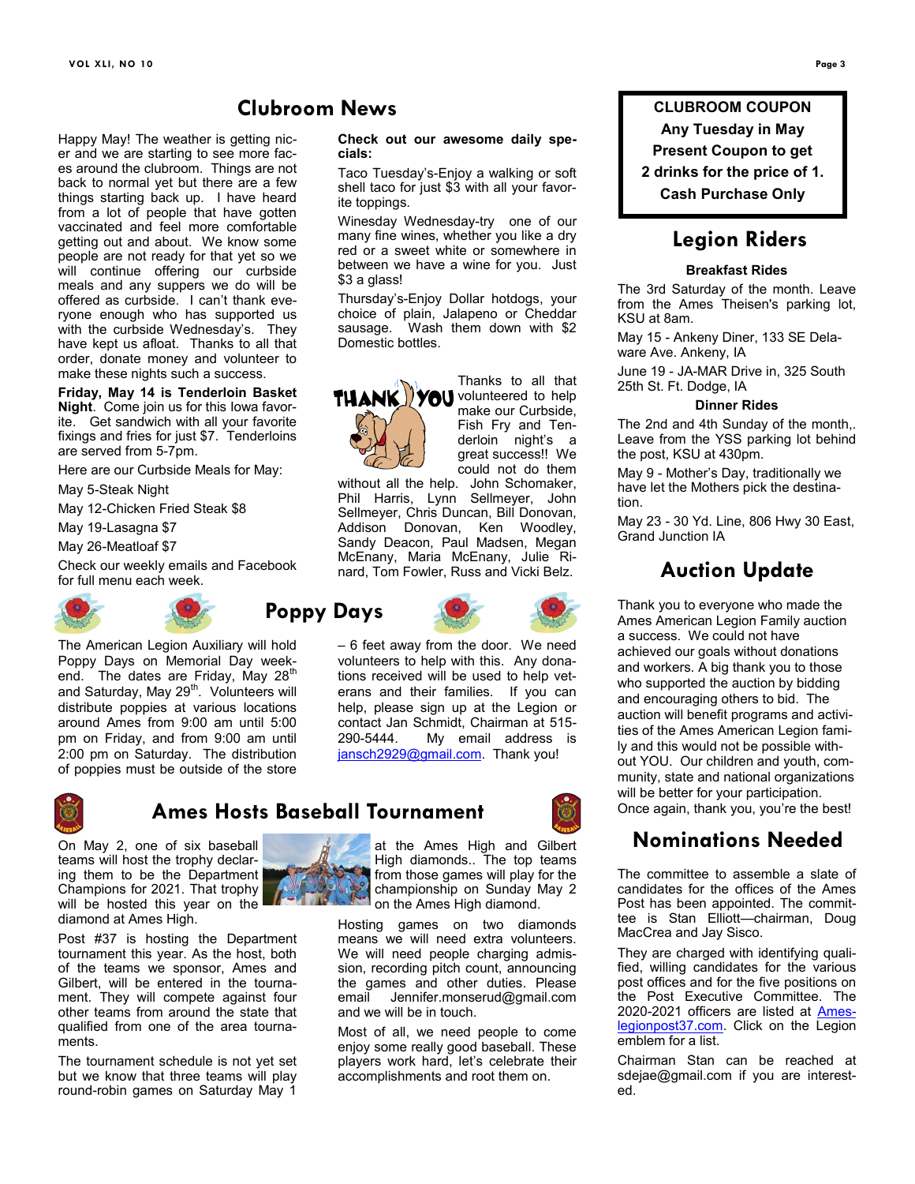## Clubroom News

Happy May! The weather is getting nicer and we are starting to see more faces around the clubroom. Things are not back to normal yet but there are a few things starting back up. I have heard from a lot of people that have gotten vaccinated and feel more comfortable getting out and about. We know some people are not ready for that yet so we will continue offering our curbside meals and any suppers we do will be offered as curbside. I can't thank everyone enough who has supported us with the curbside Wednesday's. They have kept us afloat. Thanks to all that order, donate money and volunteer to make these nights such a success.

**Friday, May 14 is Tenderloin Basket Night**. Come join us for this Iowa favorite. Get sandwich with all your favorite fixings and fries for just $7. Tenderloins are served from 5-7pm.

Here are our Curbside Meals for May:

May 5-Steak Night

May 12-Chicken Fried Steak $8

May 19-Lasagna $7

May 26-Meatloaf $7

Check our weekly emails and Facebook for full menu each week.

**Check out our awesome daily specials:**

Taco Tuesday's-Enjoy a walking or soft shell taco for just $3 with all your favorite toppings.

Winesday Wednesday-try one of our many fine wines, whether you like a dry red or a sweet white or somewhere in between we have a wine for you. Just $3 a glass!

Thursday's-Enjoy Dollar hotdogs, your choice of plain, Jalapeno or Cheddar sausage. Wash them down with $2 Domestic bottles.

Thanks to all that volunteered to help make our Curbside, Fish Fry and Tenderloin night's a great success!! We could not do them without all the help. John Schomaker, Phil Harris, Lynn Sellmeyer, John Sellmeyer, Chris Duncan, Bill Donovan, Addison Donovan, Ken Woodley, Sandy Deacon, Paul Madsen, Megan McEnany, Maria McEnany, Julie Rinard, Tom Fowler, Russ and Vicki Belz.

**CLUBROOM COUPON**
**Any Tuesday in May**
**Present Coupon to get**
**2 drinks for the price of 1.**
**Cash Purchase Only**

## Legion Riders

**Breakfast Rides**

The 3rd Saturday of the month. Leave from the Ames Theisen's parking lot, KSU at 8am.

May 15 - Ankeny Diner, 133 SE Delaware Ave. Ankeny, IA

June 19 - JA-MAR Drive in, 325 South 25th St. Ft. Dodge, IA

**Dinner Rides**

The 2nd and 4th Sunday of the month,. Leave from the YSS parking lot behind the post, KSU at 430pm.

May 9 - Mother's Day, traditionally we have let the Mothers pick the destination.

May 23 - 30 Yd. Line, 806 Hwy 30 East, Grand Junction IA

## Poppy Days

The American Legion Auxiliary will hold Poppy Days on Memorial Day weekend. The dates are Friday, May 28th and Saturday, May 29th. Volunteers will distribute poppies at various locations around Ames from 9:00 am until 5:00 pm on Friday, and from 9:00 am until 2:00 pm on Saturday. The distribution of poppies must be outside of the store – 6 feet away from the door. We need volunteers to help with this. Any donations received will be used to help veterans and their families. If you can help, please sign up at the Legion or contact Jan Schmidt, Chairman at 515-290-5444. My email address is jansch2929@gmail.com. Thank you!

## Auction Update

Thank you to everyone who made the Ames American Legion Family auction a success. We could not have achieved our goals without donations and workers. A big thank you to those who supported the auction by bidding and encouraging others to bid. The auction will benefit programs and activities of the Ames American Legion family and this would not be possible without YOU. Our children and youth, community, state and national organizations will be better for your participation. Once again, thank you, you're the best!

## Ames Hosts Baseball Tournament

On May 2, one of six baseball teams will host the trophy declaring them to be the Department Champions for 2021. That trophy will be hosted this year on the diamond at Ames High.

Post #37 is hosting the Department tournament this year. As the host, both of the teams we sponsor, Ames and Gilbert, will be entered in the tournament. They will compete against four other teams from around the state that qualified from one of the area tournaments.

The tournament schedule is not yet set but we know that three teams will play round-robin games on Saturday May 1 at the Ames High and Gilbert High diamonds.. The top teams from those games will play for the championship on Sunday May 2 on the Ames High diamond.

Hosting games on two diamonds means we will need extra volunteers. We will need people charging admission, recording pitch count, announcing the games and other duties. Please email Jennifer.monserud@gmail.com and we will be in touch.

Most of all, we need people to come enjoy some really good baseball. These players work hard, let's celebrate their accomplishments and root them on.

## Nominations Needed

The committee to assemble a slate of candidates for the offices of the Ames Post has been appointed. The committee is Stan Elliott—chairman, Doug MacCrea and Jay Sisco.

They are charged with identifying qualified, willing candidates for the various post offices and for the five positions on the Post Executive Committee. The 2020-2021 officers are listed at Ames-legionpost37.com. Click on the Legion emblem for a list.

Chairman Stan can be reached at sdejae@gmail.com if you are interested.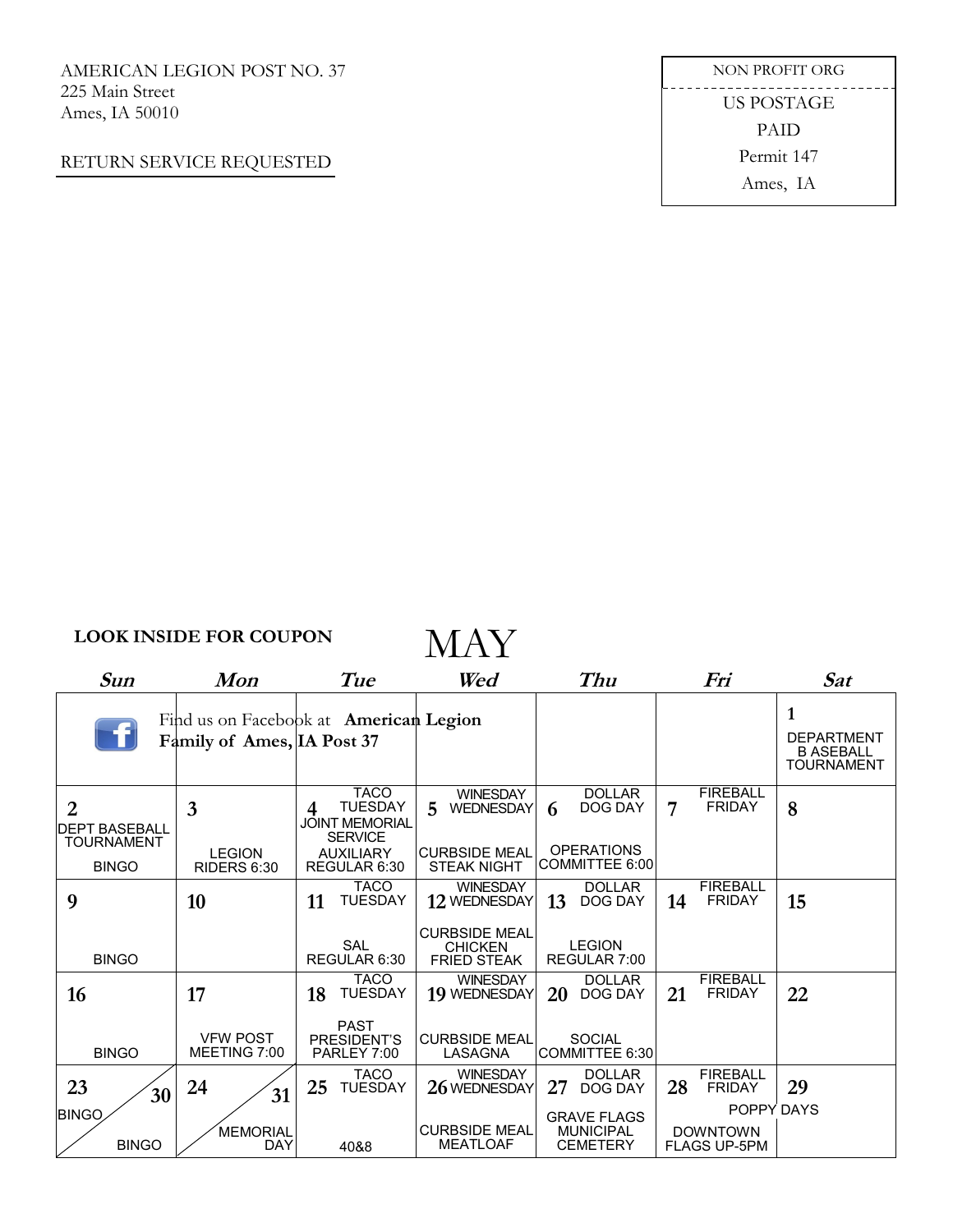AMERICAN LEGION POST NO. 37
225 Main Street
Ames, IA 50010

RETURN SERVICE REQUESTED

NON PROFIT ORG
US POSTAGE
PAID
Permit 147
Ames, IA

**LOOK INSIDE FOR COUPON**

# MAY

| *Sun* | *Mon* | *Tue* | *Wed* | *Thu* | *Fri* | *Sat* |
|---|---|---|---|---|---|---|
| Find us on Facebook at **American Legion Family of Ames, IA Post 37** | | | | | | 1 DEPARTMENT B ASEBALL TOURNAMENT |
| 2 DEPT BASEBALL TOURNAMENT BINGO | 3 LEGION RIDERS 6:30 | 4 TACO TUESDAY JOINT MEMORIAL SERVICE AUXILIARY REGULAR 6:30 | 5 WINESDAY WEDNESDAY CURBSIDE MEAL STEAK NIGHT | 6 DOLLAR DOG DAY OPERATIONS COMMITTEE 6:00 | 7 FIREBALL FRIDAY | 8 |
| 9 BINGO | 10 | 11 TACO TUESDAY SAL REGULAR 6:30 | 12 WINESDAY WEDNESDAY CURBSIDE MEAL CHICKEN FRIED STEAK | 13 DOLLAR DOG DAY LEGION REGULAR 7:00 | 14 FIREBALL FRIDAY | 15 |
| 16 BINGO | 17 VFW POST MEETING 7:00 | 18 TACO TUESDAY PAST PRESIDENT'S PARLEY 7:00 | 19 WINESDAY WEDNESDAY CURBSIDE MEAL LASAGNA | 20 DOLLAR DOG DAY SOCIAL COMMITTEE 6:30 | 21 FIREBALL FRIDAY | 22 |
| 23 BINGO / 30 BINGO | 24 / 31 MEMORIAL DAY | 25 TACO TUESDAY 40&8 | 26 WINESDAY WEDNESDAY CURBSIDE MEAL MEATLOAF | 27 DOLLAR DOG DAY GRAVE FLAGS MUNICIPAL CEMETERY | 28 FIREBALL FRIDAY POPPY DAYS DOWNTOWN FLAGS UP-5PM | 29 POPPY DAYS |